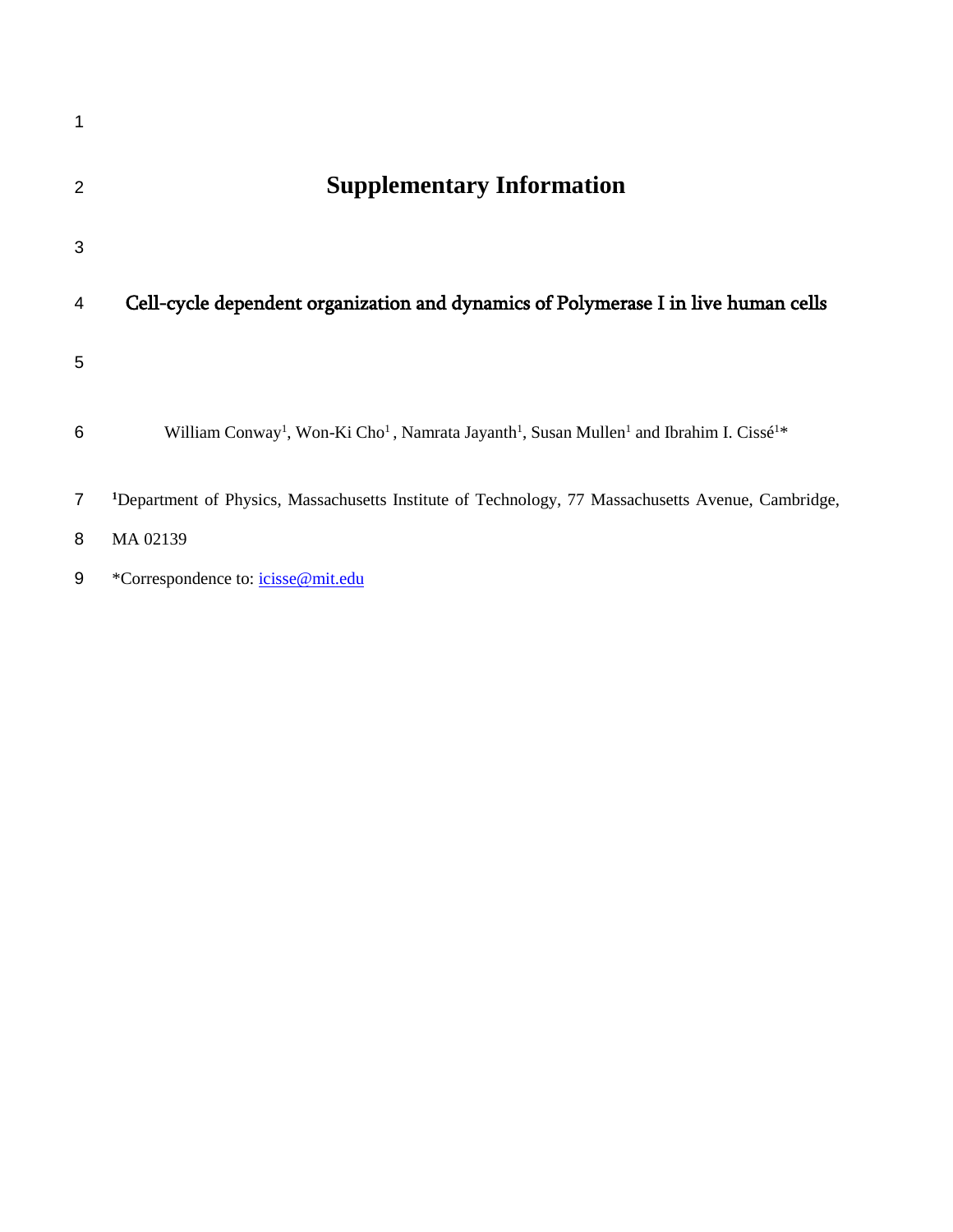# Supplementary Information

## Cell-cycle dependent organization and dynamics of Polymerase I in live human cells

William Conway[1], Won-Ki Cho[1], Namrata Jayanth[1], Susan Mullen[1] and Ibrahim I. Cissé[1]*

[1]Department of Physics, Massachusetts Institute of Technology, 77 Massachusetts Avenue, Cambridge, MA 02139

*Correspondence to: icisse@mit.edu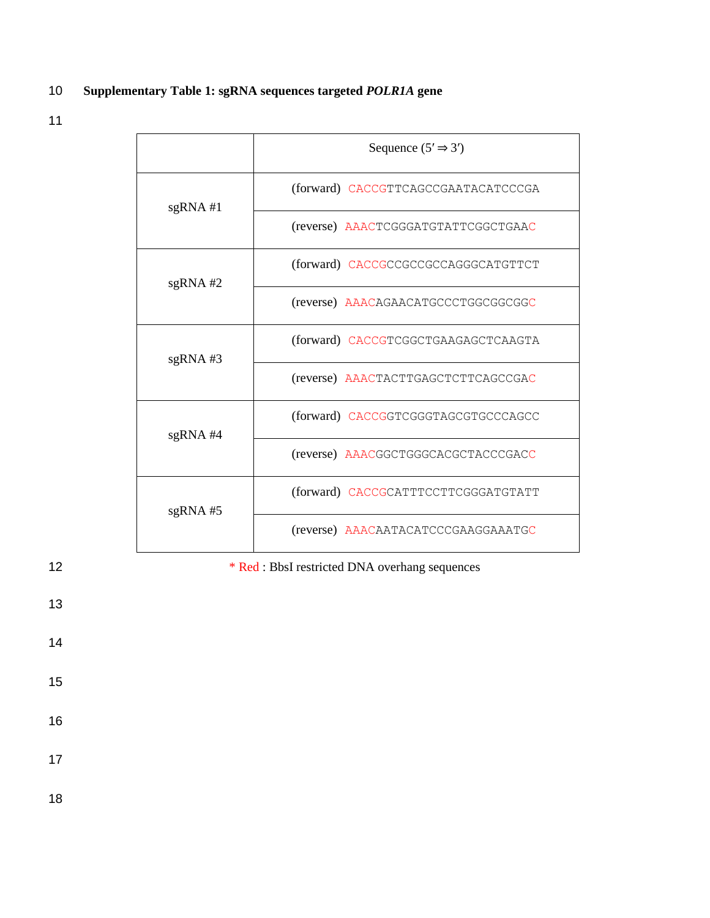**Supplementary Table 1: sgRNA sequences targeted *POLR1A* gene**

| | | Sequence (5′ ⇒ 3′) |
|---|---|---|
| sgRNA #1 | (forward) | CACCGTTCAGCCGAATACATCCCGA |
| | (reverse) | AAACTCGGGATGTATTCGGCTGAAC |
| sgRNA #2 | (forward) | CACCGCCGCCGCCAGGGCATGTTCT |
| | (reverse) | AAACAGAACATGCCCTGGCGGCGGC |
| sgRNA #3 | (forward) | CACCGTCGGCTGAAGAGCTCAAGTA |
| | (reverse) | AAACTACTTGAGCTCTTCAGCCGAC |
| sgRNA #4 | (forward) | CACCGGTCGGGTAGCGTGCCCAGCC |
| | (reverse) | AAACGGCTGGGCACGCTACCCGACC |
| sgRNA #5 | (forward) | CACCGCATTTCCTTCGGGATGTATT |
| | (reverse) | AAACAATACATCCCGAAGGAAATGC |

* Red : BbsI restricted DNA overhang sequences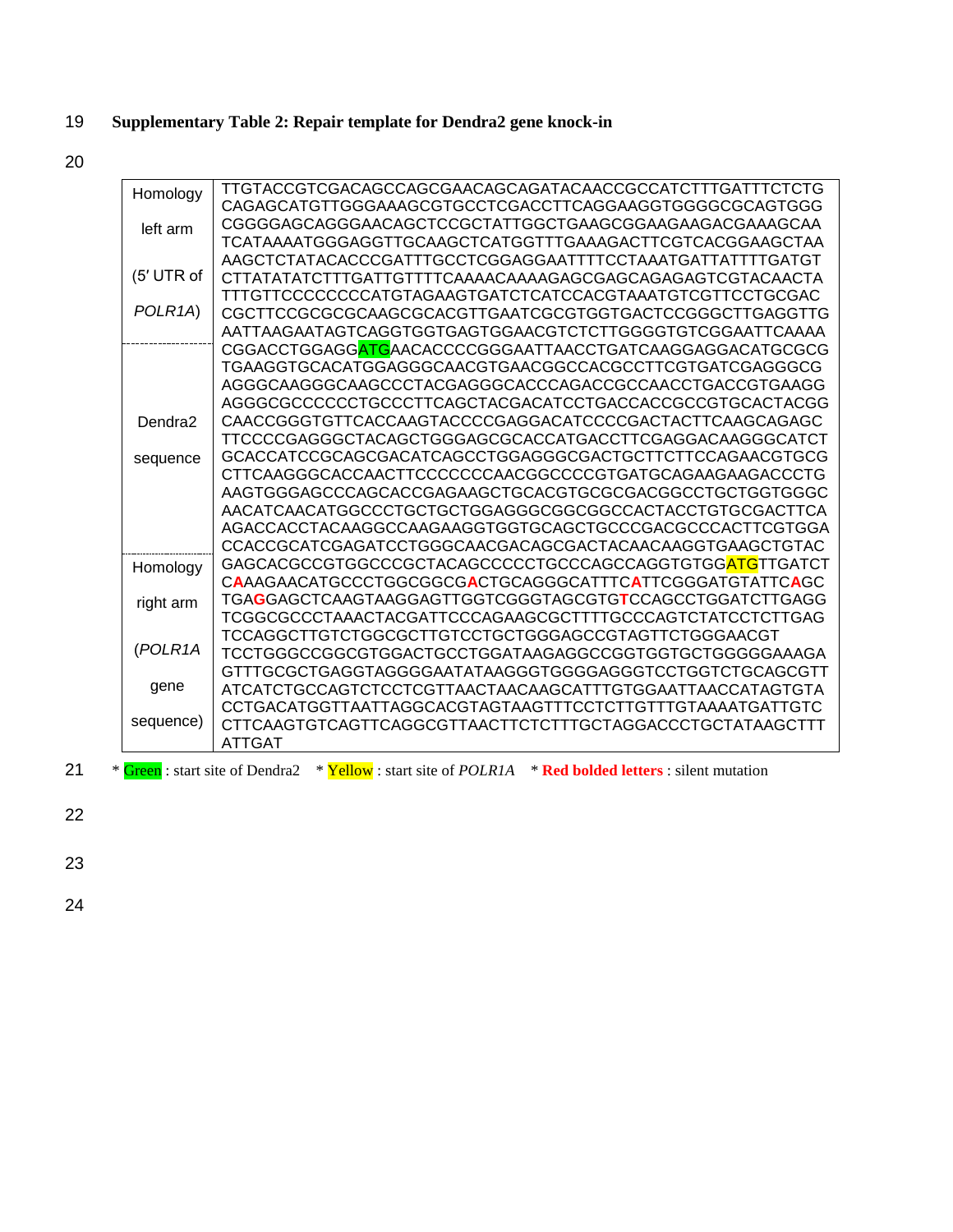**Supplementary Table 2: Repair template for Dendra2 gene knock-in**

| | |
|---|---|
| Homology left arm (5′ UTR of *POLR1A*) | TTGTACCGTCGACAGCCAGCGAACAGCAGATACAACCGCCATCTTTGATTTCTCTG CAGAGCATGTTGGGAAAGCGTGCCTCGACCTTCAGGAAGGTGGGGCGCAGTGGG CGGGGAGCAGGGAACAGCTCCGCTATTGGCTGAAGCGGAAGAAGACGAAAGCAA TCATAAAATGGGAGGTTGCAAGCTCATGGTTTGAAAGACTTCGTCACGGAAGCTAA AAGCTCTATACACCCGATTTGCCTCGGAGGAATTTTCCTAAATGATTATTTTGATGT CTTATATATCTTTGATTGTTTTCAAAACAAAAGAGCGAGCAGAGAGTCGTACAACTA TTTGTTCCCCCCCCATGTAGAAGTGATCTCATCCACGTAAATGTCGTTCCTGCGAC CGCTTCCGCGCGCAAGCGCACGTTGAATCGCGTGGTGACTCCGGGCTTGAGGTTG AATTAAGAATAGTCAGGTGGTGAGTGGAACGTCTCTTGGGGTGTCGGAATTCAAAA |
| Dendra2 sequence | CGGACCTGGAGGATGAACACCCCGGGAATTAACCTGATCAAGGAGGACATGCGCG TGAAGGTGCACATGGAGGGCAACGTGAACGGCCACGCCTTCGTGATCGAGGGCG AGGGCAAGGGCAAGCCCTACGAGGGCACCCAGACCGCCAACCTGACCGTGAAGG AGGGCGCCCCCCTGCCCTTCAGCTACGACATCCTGACCACCGCCGTGCACTACGG CAACCGGGTGTTCACCAAGTACCCCGAGGACATCCCCGACTACTTCAAGCAGAGC TTCCCCGAGGGCTACAGCTGGGAGCGCACCATGACCTTCGAGGACAAGGGCATCT GCACCATCCGCAGCGACATCAGCCTGGAGGGCGACTGCTTCTTCCAGAACGTGCG CTTCAAGGGCACCAACTTCCCCCCCAACGGCCCCGTGATGCAGAAGAAGACCCTG AAGTGGGAGCCCAGCACCGAGAAGCTGCACGTGCGCGACGGCCTGCTGGTGGGC AACATCAACATGGCCCTGCTGCTGGAGGGCGGCGGCCACTACCTGTGCGACTTCA AGACCACCTACAAGGCCAAGAAGGTGGTGCAGCTGCCCGACGCCCACTTCGTGGA CCACCGCATCGAGATCCTGGGCAACGACAGCGACTACAACAAGGTGAAGCTGTAC |
| Homology right arm (*POLR1A* gene sequence) | GAGCACGCCGTGGCCCGCTACAGCCCCCTGCCCAGCCAGGTGTGGATGTTGATCT C**A**AAGAACATGCCCTGGCGGCG**A**CTGCAGGGCATTTC**A**TTCGGGATGTATTC**A**GC TGA**G**GAGCTCAAGTAAGGAGTTGGTCGGGTAGCGTG**T**CCAGCCTGGATCTTGAGG TCGGCGCCCTAAACTACGATTCCCAGAAGCGCTTTTGCCCAGTCTATCCTCTTGAG TCCAGGCTTGTCTGGCGCTTGTCCTGCTGGGAGCCGTAGTTCTGGGAACGT TCCTGGGCCGGCGTGGACTGCCTGGATAAGAGGCCGGTGGTGCTGGGGGAAAGA GTTTGCGCTGAGGTAGGGGAATATAAGGGTGGGGAGGGTCCTGGTCTGCAGCGTT ATCATCTGCCAGTCTCCTCGTTAACTAACAAGCATTTGTGGAATTAACCATAGTGTA CCTGACATGGTTAATTAGGCACGTAGTAAGTTTCCTCTTGTTTGTAAAATGATTGTC CTTCAAGTGTCAGTTCAGGCGTTAACTTCTCTTTGCTAGGACCCTGCTATAAGCTTT ATTGAT |

* Green : start site of Dendra2 * Yellow : start site of *POLR1A* * **Red bolded letters** : silent mutation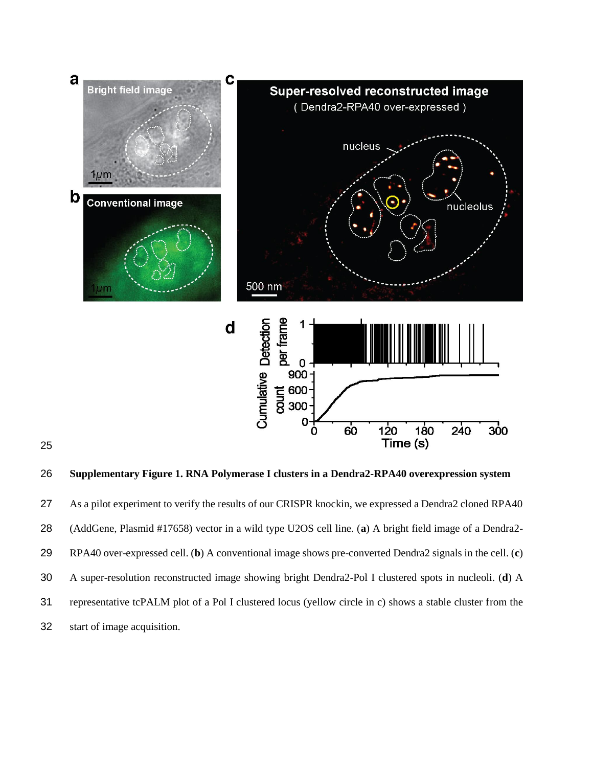**Supplementary Figure 1. RNA Polymerase I clusters in a Dendra2-RPA40 overexpression system**

As a pilot experiment to verify the results of our CRISPR knockin, we expressed a Dendra2 cloned RPA40 (AddGene, Plasmid #17658) vector in a wild type U2OS cell line. (**a**) A bright field image of a Dendra2-RPA40 over-expressed cell. (**b**) A conventional image shows pre-converted Dendra2 signals in the cell. (**c**) A super-resolution reconstructed image showing bright Dendra2-Pol I clustered spots in nucleoli. (**d**) A representative tcPALM plot of a Pol I clustered locus (yellow circle in c) shows a stable cluster from the start of image acquisition.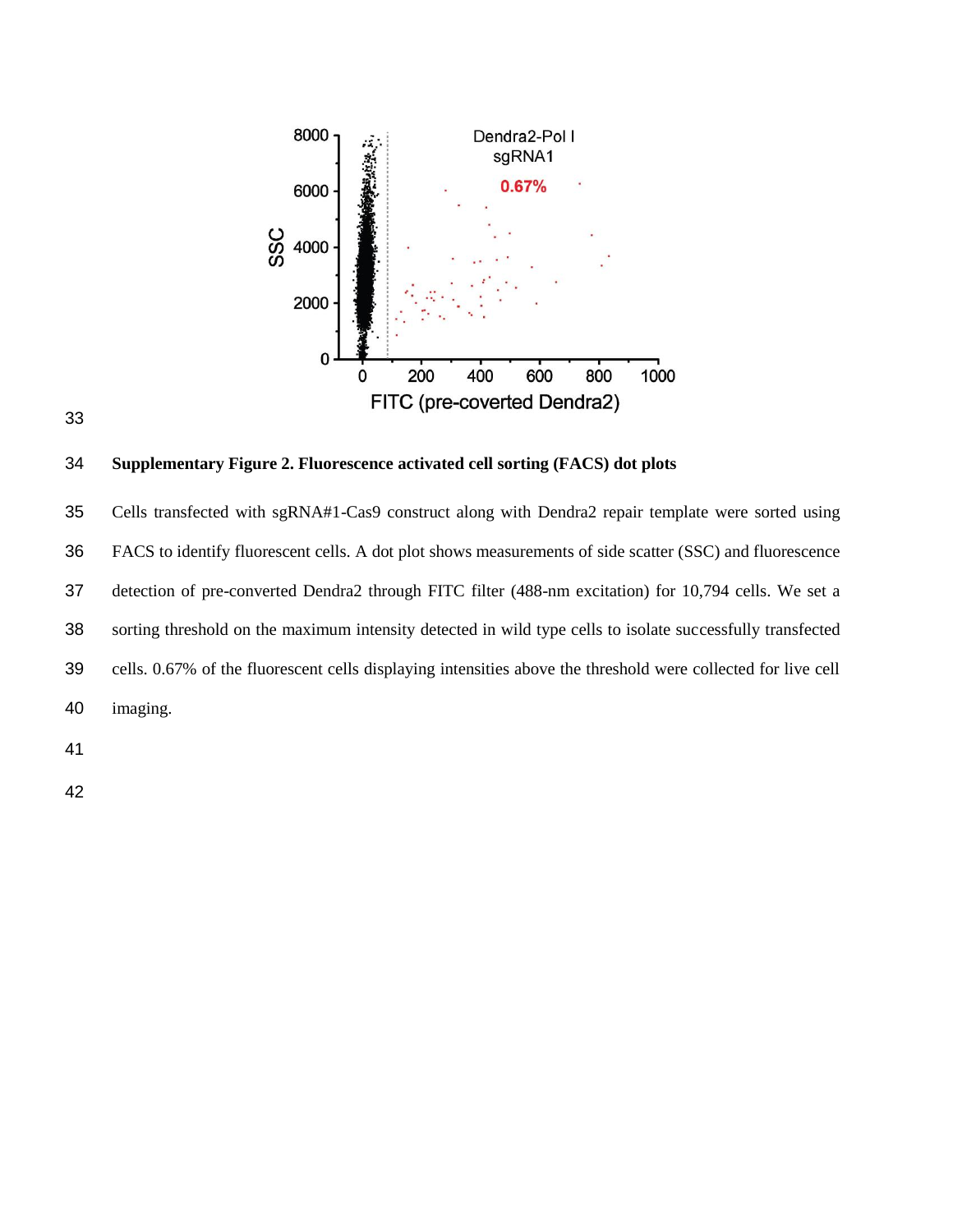**Supplementary Figure 2. Fluorescence activated cell sorting (FACS) dot plots**

Cells transfected with sgRNA#1-Cas9 construct along with Dendra2 repair template were sorted using FACS to identify fluorescent cells. A dot plot shows measurements of side scatter (SSC) and fluorescence detection of pre-converted Dendra2 through FITC filter (488-nm excitation) for 10,794 cells. We set a sorting threshold on the maximum intensity detected in wild type cells to isolate successfully transfected cells. 0.67% of the fluorescent cells displaying intensities above the threshold were collected for live cell imaging.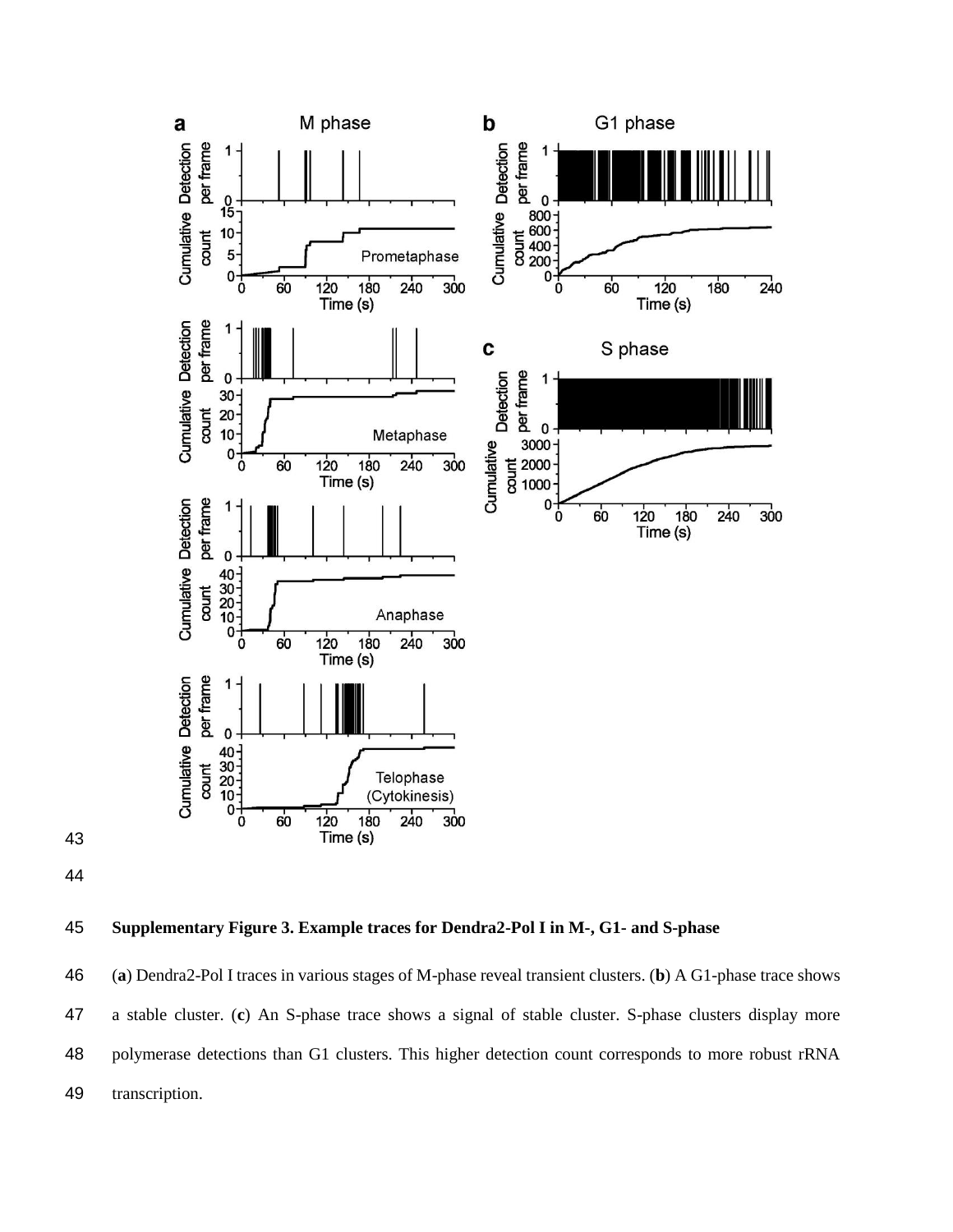a

M phase

Detection per frame

1

0

Cumulative count

15

10

5

0

Prometaphase

0 60 120 180 240 300

Time (s)

Detection per frame

1

0

Cumulative count

30

20

10

0

Metaphase

0 60 120 180 240 300

Time (s)

Detection per frame

1

0

Cumulative count

40

30

20

10

0

Anaphase

0 60 120 180 240 300

Time (s)

Detection per frame

1

0

Cumulative count

40

30

20

10

0

Telophase (Cytokinesis)

0 60 120 180 240 300

Time (s)

b

G1 phase

Detection per frame

1

0

Cumulative count

800

600

400

200

0

0 60 120 180 240

Time (s)

c

S phase

Detection per frame

1

0

Cumulative count

3000

2000

1000

0

0 60 120 180 240 300

Time (s)

**Supplementary Figure 3. Example traces for Dendra2-Pol I in M-, G1- and S-phase**

(**a**) Dendra2-Pol I traces in various stages of M-phase reveal transient clusters. (**b**) A G1-phase trace shows a stable cluster. (**c**) An S-phase trace shows a signal of stable cluster. S-phase clusters display more polymerase detections than G1 clusters. This higher detection count corresponds to more robust rRNA transcription.